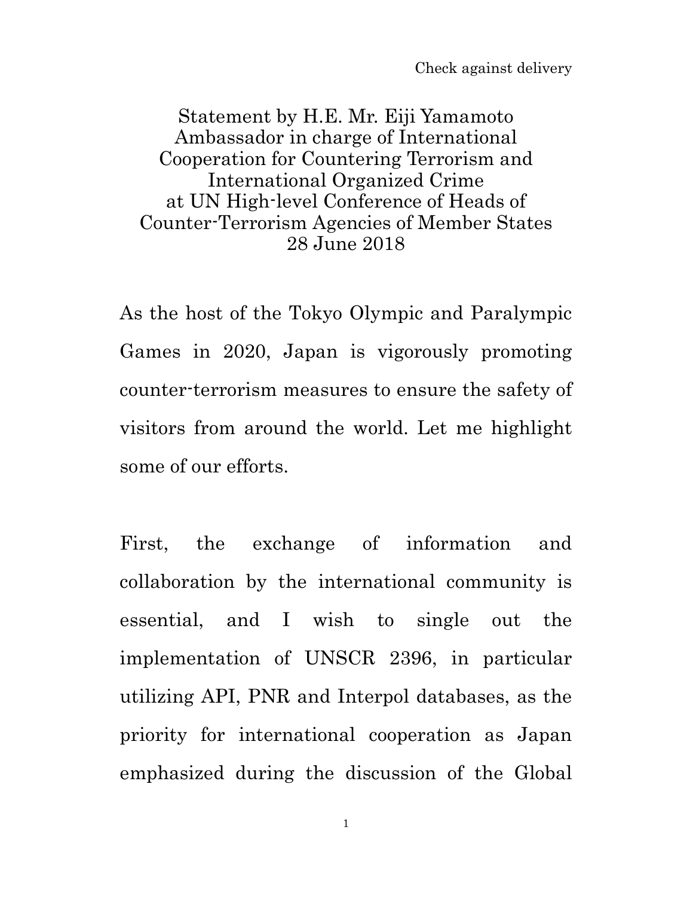Check against delivery

# Statement by H.E. Mr. Eiji Yamamoto
## Ambassador in charge of International Cooperation for Countering Terrorism and International Organized Crime
## at UN High-level Conference of Heads of Counter-Terrorism Agencies of Member States
## 28 June 2018

As the host of the Tokyo Olympic and Paralympic Games in 2020, Japan is vigorously promoting counter-terrorism measures to ensure the safety of visitors from around the world. Let me highlight some of our efforts.

First, the exchange of information and collaboration by the international community is essential, and I wish to single out the implementation of UNSCR 2396, in particular utilizing API, PNR and Interpol databases, as the priority for international cooperation as Japan emphasized during the discussion of the Global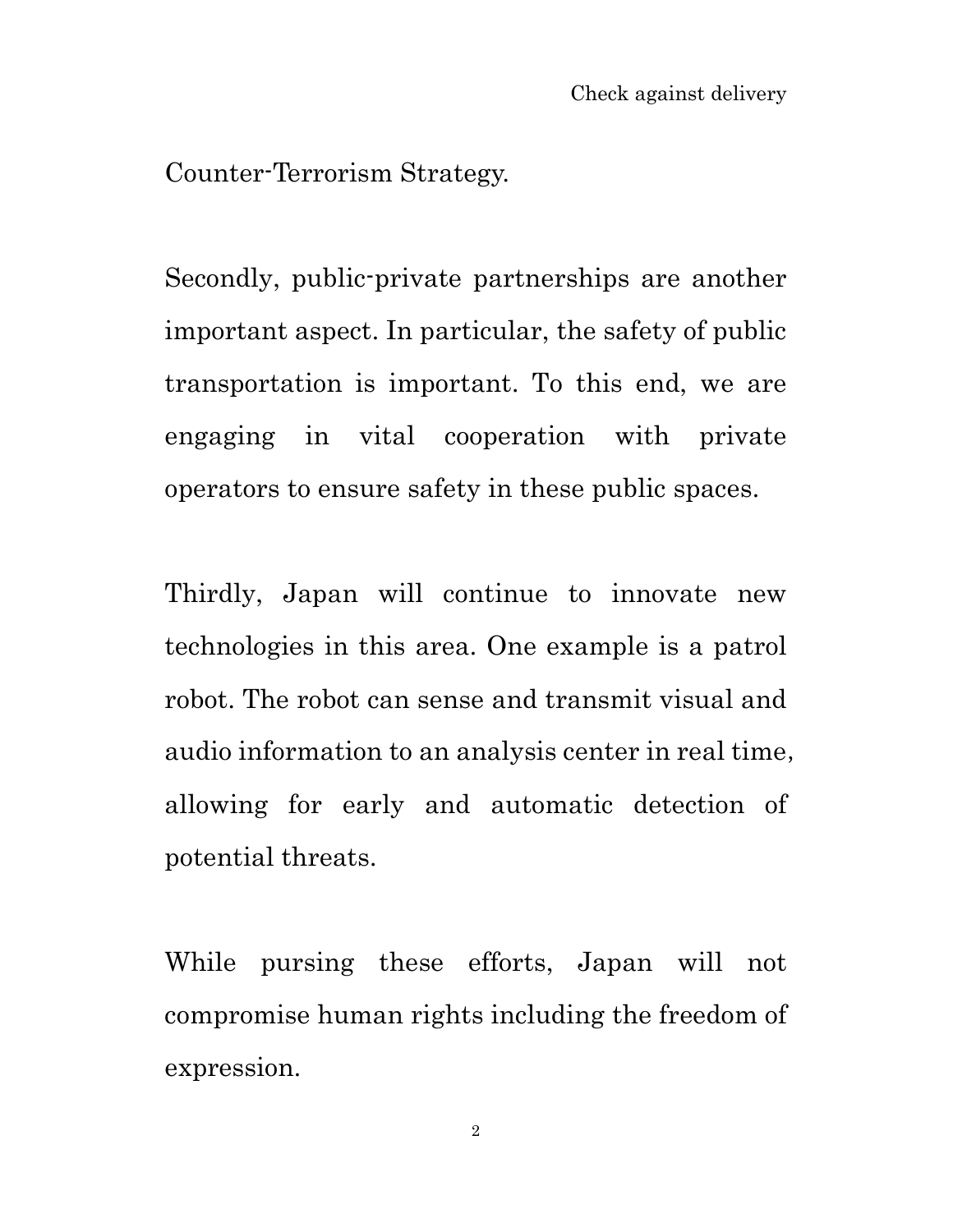Counter-Terrorism Strategy.

Secondly, public-private partnerships are another important aspect. In particular, the safety of public transportation is important. To this end, we are engaging in vital cooperation with private operators to ensure safety in these public spaces.

Thirdly, Japan will continue to innovate new technologies in this area. One example is a patrol robot. The robot can sense and transmit visual and audio information to an analysis center in real time, allowing for early and automatic detection of potential threats.

While pursing these efforts, Japan will not compromise human rights including the freedom of expression.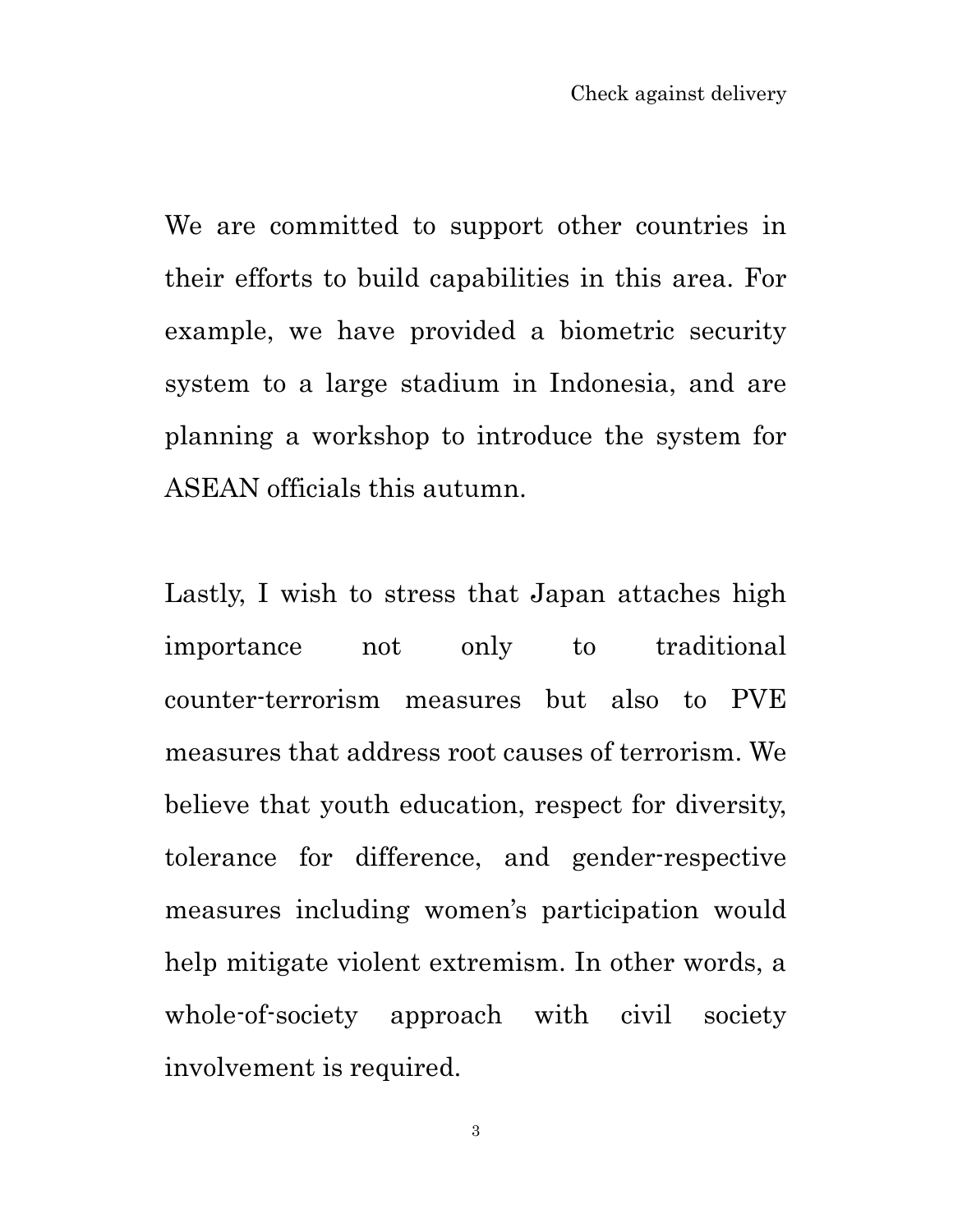Check against delivery

We are committed to support other countries in their efforts to build capabilities in this area. For example, we have provided a biometric security system to a large stadium in Indonesia, and are planning a workshop to introduce the system for ASEAN officials this autumn.

Lastly, I wish to stress that Japan attaches high importance not only to traditional counter-terrorism measures but also to PVE measures that address root causes of terrorism. We believe that youth education, respect for diversity, tolerance for difference, and gender-respective measures including women's participation would help mitigate violent extremism. In other words, a whole-of-society approach with civil society involvement is required.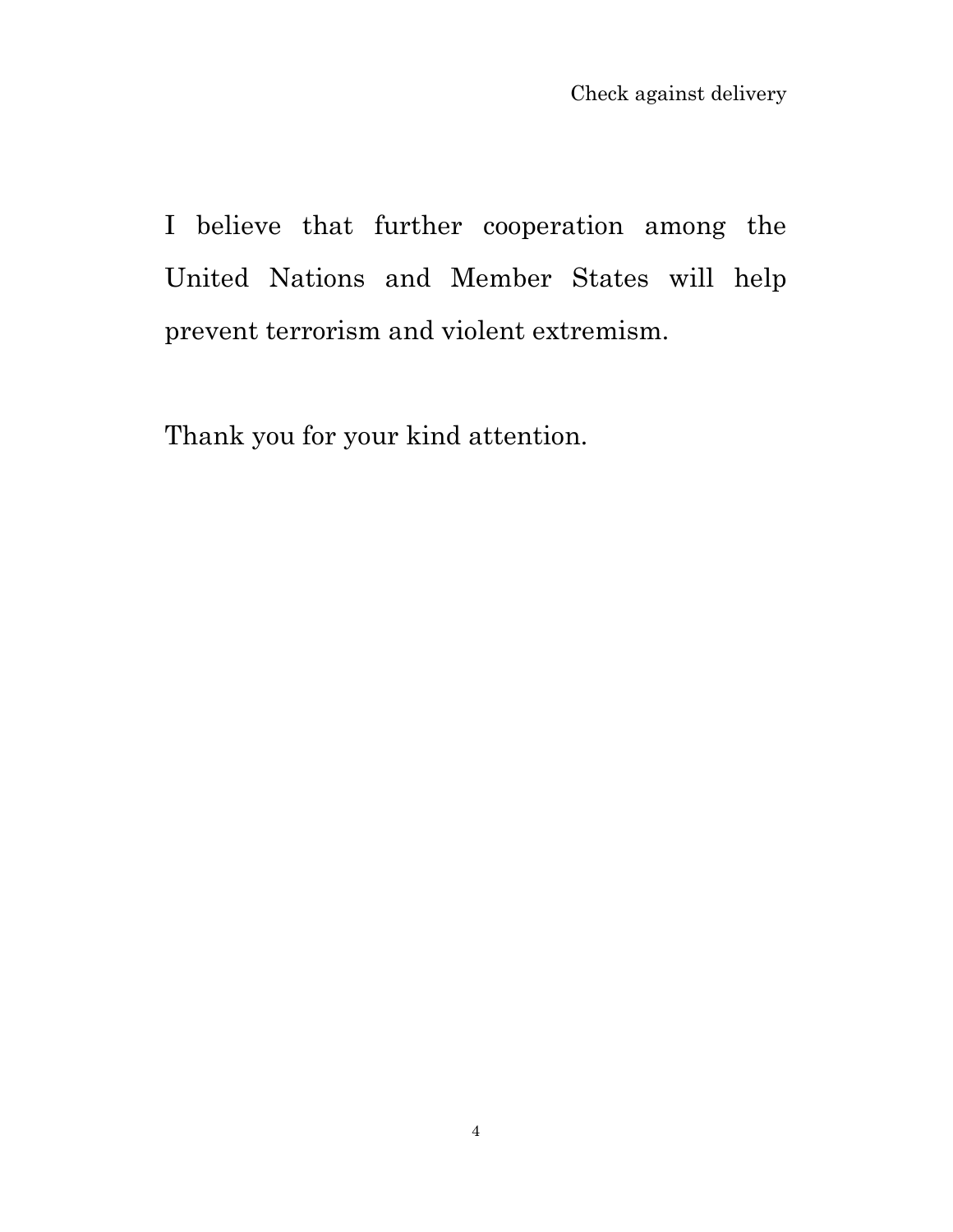I believe that further cooperation among the United Nations and Member States will help prevent terrorism and violent extremism.

Thank you for your kind attention.